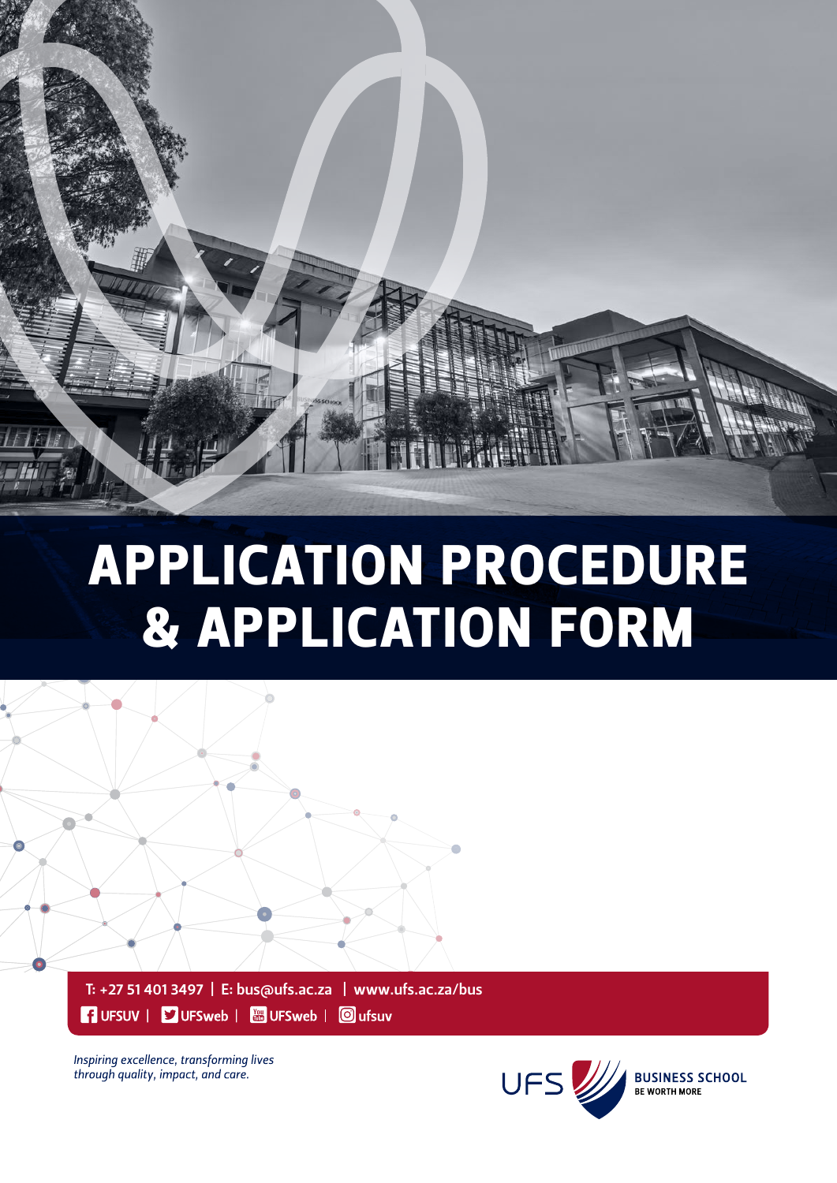# APPLICATION PROCEDURE & APPLICATION FORM

T: +27 51 401 3497 | E: bus@ufs.ac.za | www.ufs.ac.za/bus

UFSUV | UFSweb | UFSweb | ufsuv

*Inspiring excellence, transforming lives through quality, impact, and care.*

UFS BUSINESS SCHOOL
BE WORTH MORE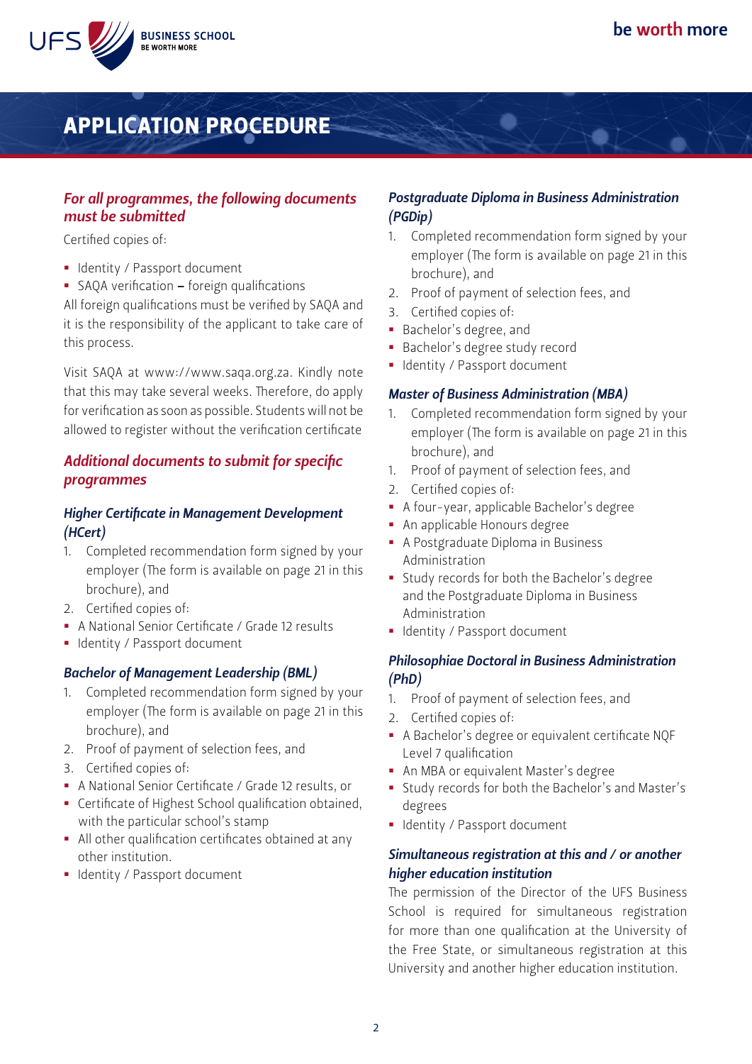# APPLICATION PROCEDURE

## *For all programmes, the following documents must be submitted*

Certified copies of:

- Identity / Passport document
- SAQA verification – foreign qualifications

All foreign qualifications must be verified by SAQA and it is the responsibility of the applicant to take care of this process.

Visit SAQA at www://www.saqa.org.za. Kindly note that this may take several weeks. Therefore, do apply for verification as soon as possible. Students will not be allowed to register without the verification certificate

## *Additional documents to submit for specific programmes*

### *Higher Certificate in Management Development (HCert)*

1. Completed recommendation form signed by your employer (The form is available on page 21 in this brochure), and
2. Certified copies of:

- A National Senior Certificate / Grade 12 results
- Identity / Passport document

### *Bachelor of Management Leadership (BML)*

1. Completed recommendation form signed by your employer (The form is available on page 21 in this brochure), and
2. Proof of payment of selection fees, and
3. Certified copies of:

- A National Senior Certificate / Grade 12 results, or
- Certificate of Highest School qualification obtained, with the particular school's stamp
- All other qualification certificates obtained at any other institution.
- Identity / Passport document

### *Postgraduate Diploma in Business Administration (PGDip)*

1. Completed recommendation form signed by your employer (The form is available on page 21 in this brochure), and
2. Proof of payment of selection fees, and
3. Certified copies of:

- Bachelor's degree, and
- Bachelor's degree study record
- Identity / Passport document

### *Master of Business Administration (MBA)*

1. Completed recommendation form signed by your employer (The form is available on page 21 in this brochure), and
1. Proof of payment of selection fees, and
2. Certified copies of:

- A four-year, applicable Bachelor's degree
- An applicable Honours degree
- A Postgraduate Diploma in Business Administration
- Study records for both the Bachelor's degree and the Postgraduate Diploma in Business Administration
- Identity / Passport document

### *Philosophiae Doctoral in Business Administration (PhD)*

1. Proof of payment of selection fees, and
2. Certified copies of:

- A Bachelor's degree or equivalent certificate NQF Level 7 qualification
- An MBA or equivalent Master's degree
- Study records for both the Bachelor's and Master's degrees
- Identity / Passport document

### *Simultaneous registration at this and / or another higher education institution*

The permission of the Director of the UFS Business School is required for simultaneous registration for more than one qualification at the University of the Free State, or simultaneous registration at this University and another higher education institution.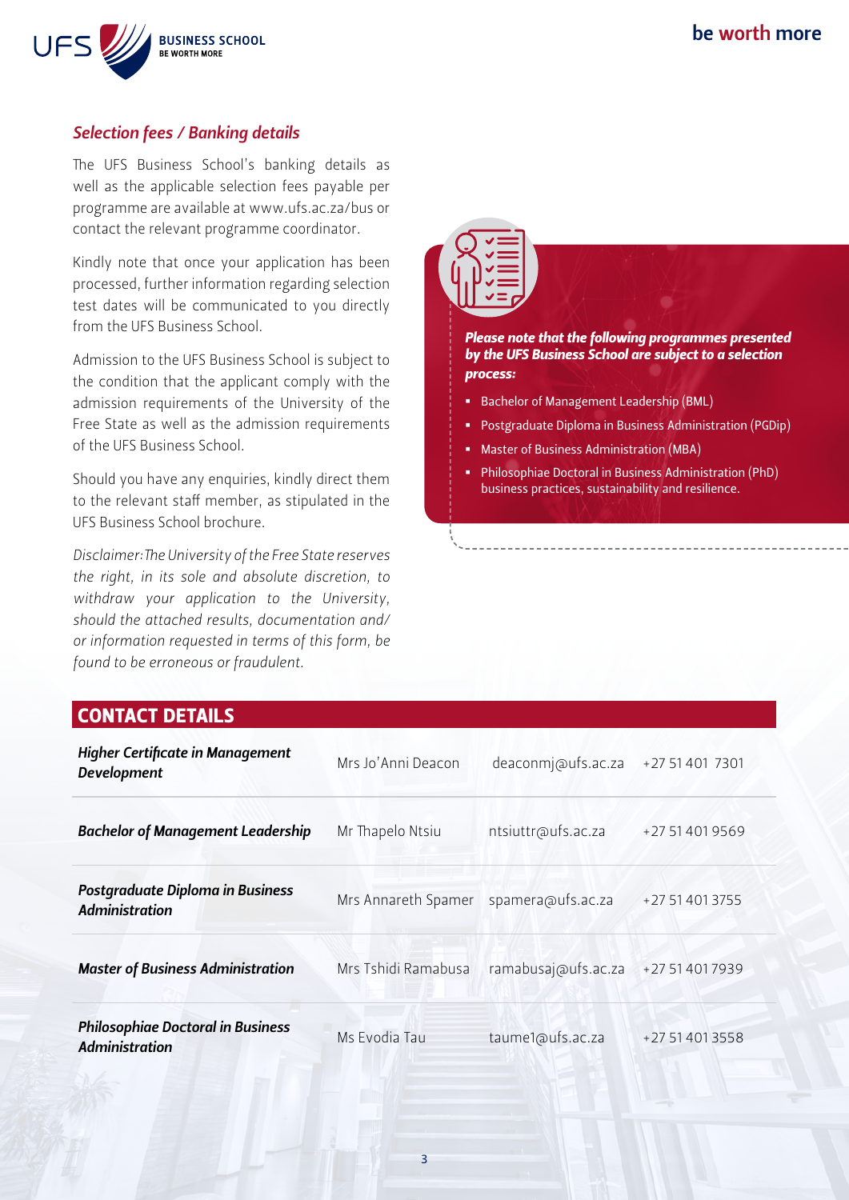## *Selection fees / Banking details*

The UFS Business School's banking details as well as the applicable selection fees payable per programme are available at www.ufs.ac.za/bus or contact the relevant programme coordinator.

Kindly note that once your application has been processed, further information regarding selection test dates will be communicated to you directly from the UFS Business School.

Admission to the UFS Business School is subject to the condition that the applicant comply with the admission requirements of the University of the Free State as well as the admission requirements of the UFS Business School.

Should you have any enquiries, kindly direct them to the relevant staff member, as stipulated in the UFS Business School brochure.

*Disclaimer: The University of the Free State reserves the right, in its sole and absolute discretion, to withdraw your application to the University, should the attached results, documentation and/ or information requested in terms of this form, be found to be erroneous or fraudulent.*

***Please note that the following programmes presented by the UFS Business School are subject to a selection process:***

- Bachelor of Management Leadership (BML)
- Postgraduate Diploma in Business Administration (PGDip)
- Master of Business Administration (MBA)
- Philosophiae Doctoral in Business Administration (PhD) business practices, sustainability and resilience.

## CONTACT DETAILS

| | | | |
|---|---|---|---|
| ***Higher Certificate in Management Development*** | Mrs Jo'Anni Deacon | deaconmj@ufs.ac.za | +27 51 401 7301 |
| ***Bachelor of Management Leadership*** | Mr Thapelo Ntsiu | ntsiuttr@ufs.ac.za | +27 51 401 9569 |
| ***Postgraduate Diploma in Business Administration*** | Mrs Annareth Spamer | spamera@ufs.ac.za | +27 51 401 3755 |
| ***Master of Business Administration*** | Mrs Tshidi Ramabusa | ramabusaj@ufs.ac.za | +27 51 401 7939 |
| ***Philosophiae Doctoral in Business Administration*** | Ms Evodia Tau | taume1@ufs.ac.za | +27 51 401 3558 |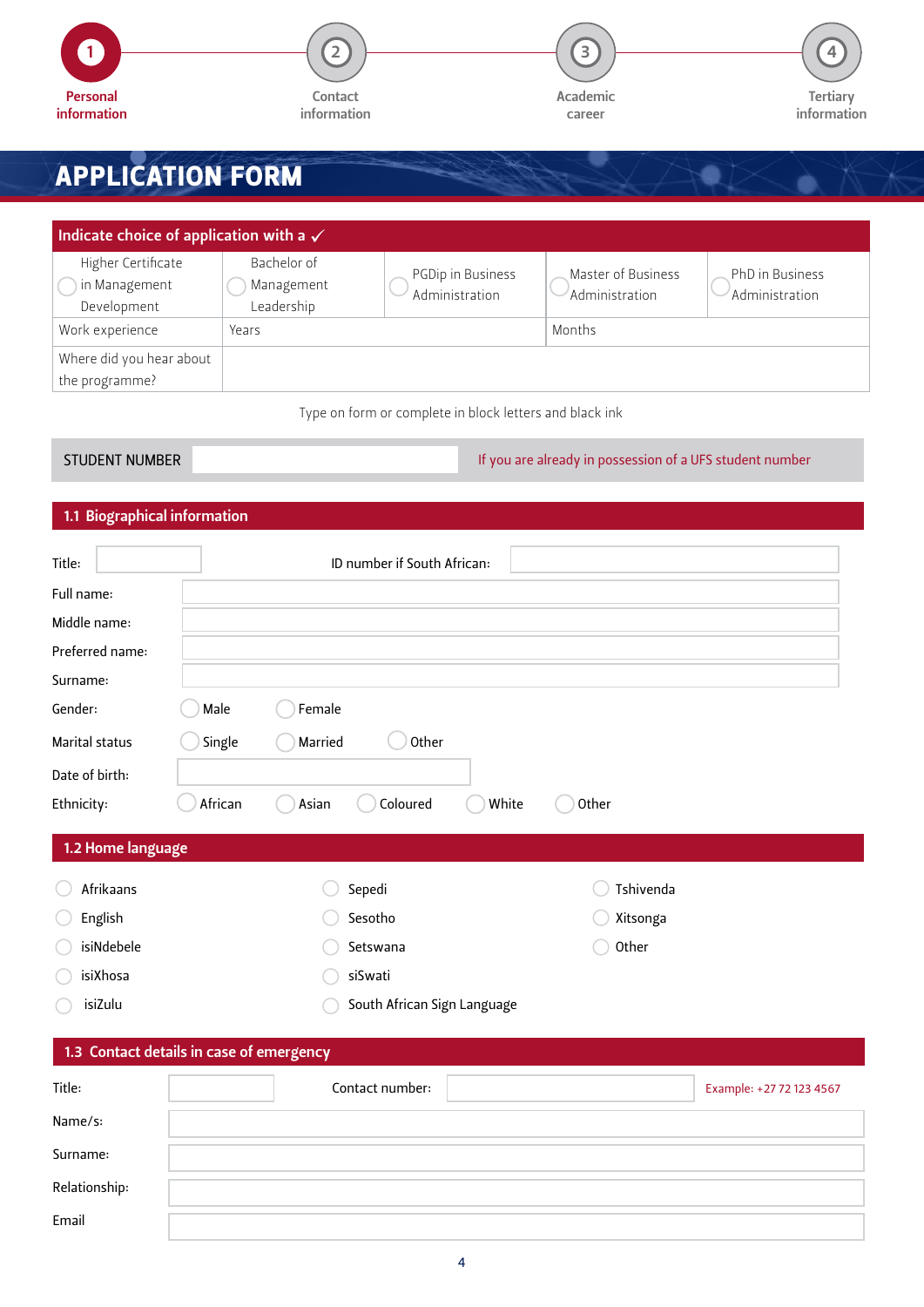1 Personal information — 2 Contact information — 3 Academic career — 4 Tertiary information

# APPLICATION FORM

| Indicate choice of application with a ✓ | | | | |
|---|---|---|---|---|
| ◯ Higher Certificate in Management Development | ◯ Bachelor of Management Leadership | ◯ PGDip in Business Administration | ◯ Master of Business Administration | ◯ PhD in Business Administration |
| Work experience | Years | | Months | |
| Where did you hear about the programme? | | | | |

Type on form or complete in block letters and black ink

| STUDENT NUMBER | | If you are already in possession of a UFS student number |
|---|---|---|

## 1.1 Biographical information

Title: ______ ID number if South African: ______

Full name: ______

Middle name: ______

Preferred name: ______

Surname: ______

Gender: ◯ Male ◯ Female

Marital status ◯ Single ◯ Married ◯ Other

Date of birth: ______

Ethnicity: ◯ African ◯ Asian ◯ Coloured ◯ White ◯ Other

## 1.2 Home language

- ◯ Afrikaans
- ◯ English
- ◯ isiNdebele
- ◯ isiXhosa
- ◯ isiZulu
- ◯ Sepedi
- ◯ Sesotho
- ◯ Setswana
- ◯ siSwati
- ◯ South African Sign Language
- ◯ Tshivenda
- ◯ Xitsonga
- ◯ Other

## 1.3 Contact details in case of emergency

Title: ______ Contact number: ______ Example: +27 72 123 4567

Name/s: ______

Surname: ______

Relationship: ______

Email ______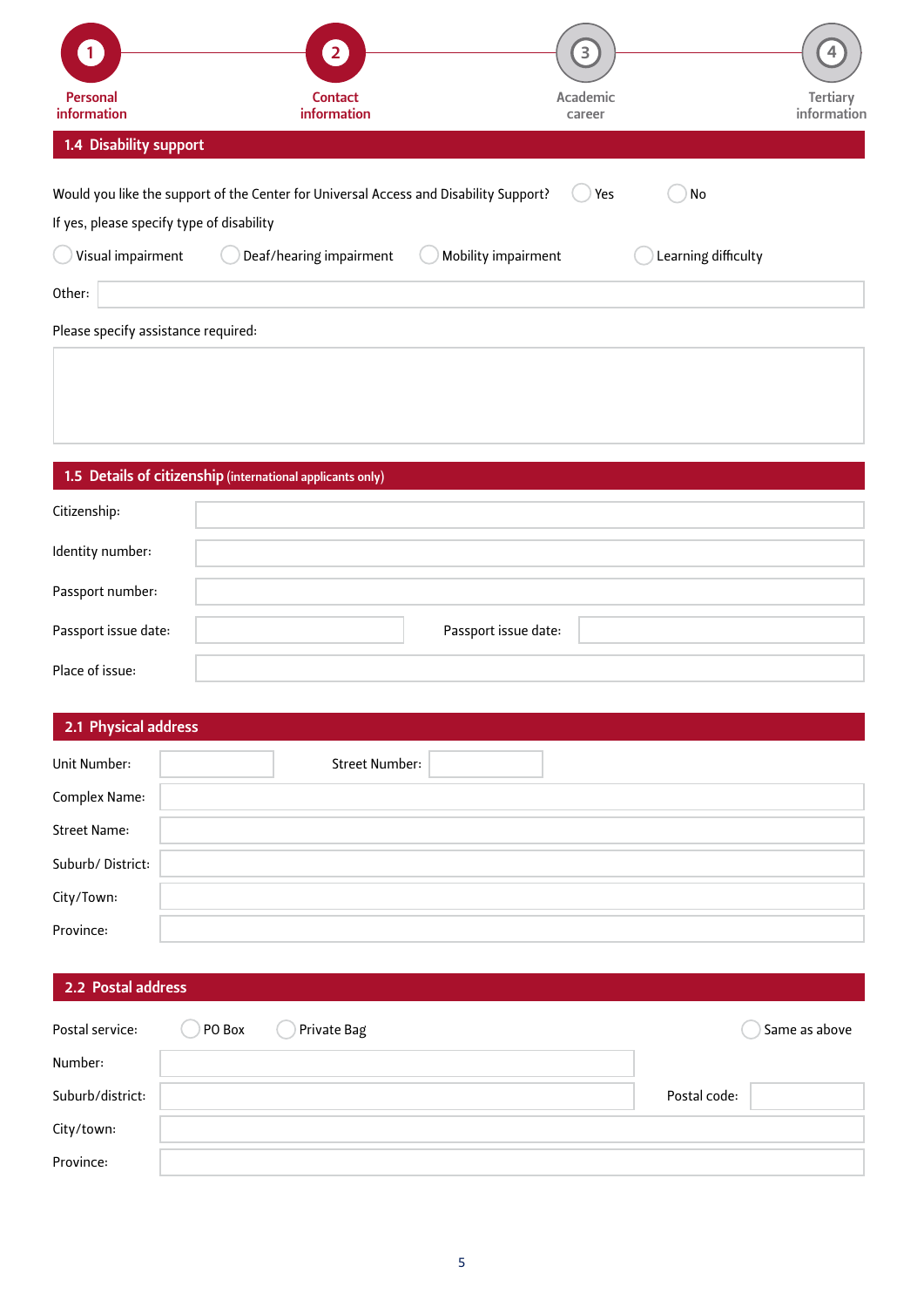1 Personal information — 2 Contact information — 3 Academic career — 4 Tertiary information

## 1.4 Disability support

Would you like the support of the Center for Universal Access and Disability Support? ◯ Yes ◯ No

If yes, please specify type of disability

◯ Visual impairment ◯ Deaf/hearing impairment ◯ Mobility impairment ◯ Learning difficulty

Other:

Please specify assistance required:

## 1.5 Details of citizenship (international applicants only)

Citizenship:

Identity number:

Passport number:

Passport issue date: Passport issue date:

Place of issue:

## 2.1 Physical address

Unit Number: Street Number:

Complex Name:

Street Name:

Suburb/ District:

City/Town:

Province:

## 2.2 Postal address

Postal service: ◯ PO Box ◯ Private Bag ◯ Same as above

Number:

Suburb/district: Postal code:

City/town:

Province: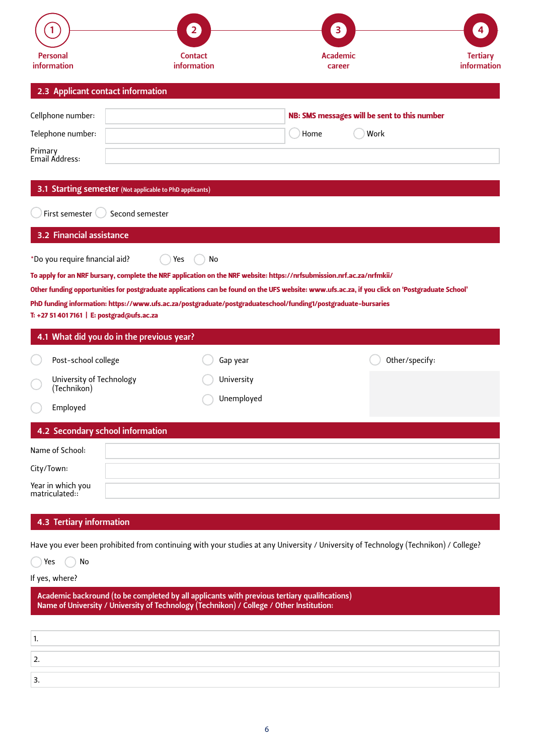1 Personal information — 2 Contact information — 3 Academic career — 4 Tertiary information

## 2.3 Applicant contact information

Cellphone number: ______ **NB: SMS messages will be sent to this number**

Telephone number: ______ ◯ Home ◯ Work

Primary Email Address: ______

## 3.1 Starting semester (Not applicable to PhD applicants)

◯ First semester ◯ Second semester

## 3.2 Financial assistance

*Do you require financial aid? ◯ Yes ◯ No

**To apply for an NRF bursary, complete the NRF application on the NRF website: https://nrfsubmission.nrf.ac.za/nrfmkii/**

**Other funding opportunities for postgraduate applications can be found on the UFS website: www.ufs.ac.za, if you click on 'Postgraduate School'**

**PhD funding information: https://www.ufs.ac.za/postgraduate/postgraduateschool/funding1/postgraduate-bursaries**

**T: +27 51 401 7161 | E: postgrad@ufs.ac.za**

## 4.1 What did you do in the previous year?

◯ Post-school college
◯ University of Technology (Technikon)
◯ Employed
◯ Gap year
◯ University
◯ Unemployed
◯ Other/specify: ______

## 4.2 Secondary school information

Name of School: ______

City/Town: ______

Year in which you matriculated:: ______

## 4.3 Tertiary information

Have you ever been prohibited from continuing with your studies at any University / University of Technology (Technikon) / College?

◯ Yes ◯ No

If yes, where?

**Academic backround (to be completed by all applicants with previous tertiary qualifications)**
**Name of University / University of Technology (Technikon) / College / Other Institution:**

1. ______
2. ______
3. ______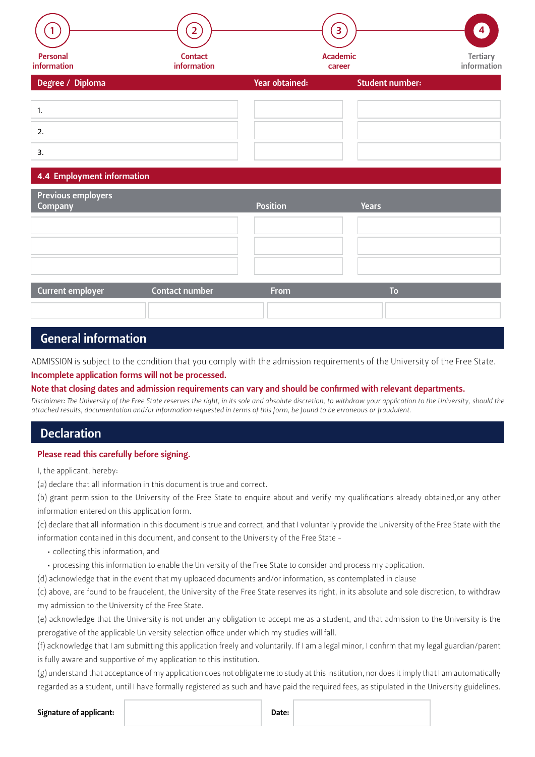1 Personal information — 2 Contact information — 3 Academic career — 4 Tertiary information

| Degree / Diploma | Year obtained: | Student number: |
|---|---|---|
| 1. | | |
| 2. | | |
| 3. | | |

## 4.4 Employment information

| Previous employers Company | Position | Years |
|---|---|---|
| | | |
| | | |
| | | |

| Current employer | Contact number | From | To |
|---|---|---|---|
| | | | |

## General information

ADMISSION is subject to the condition that you comply with the admission requirements of the University of the Free State.

**Incomplete application forms will not be processed.**

**Note that closing dates and admission requirements can vary and should be confirmed with relevant departments.**

*Disclaimer: The University of the Free State reserves the right, in its sole and absolute discretion, to withdraw your application to the University, should the attached results, documentation and/or information requested in terms of this form, be found to be erroneous or fraudulent.*

## Declaration

**Please read this carefully before signing.**

I, the applicant, hereby:

(a) declare that all information in this document is true and correct.

(b) grant permission to the University of the Free State to enquire about and verify my qualifications already obtained,or any other information entered on this application form.

(c) declare that all information in this document is true and correct, and that I voluntarily provide the University of the Free State with the information contained in this document, and consent to the University of the Free State -

- collecting this information, and
- processing this information to enable the University of the Free State to consider and process my application.

(d) acknowledge that in the event that my uploaded documents and/or information, as contemplated in clause (c) above, are found to be fraudelent, the University of the Free State reserves its right, in its absolute and sole discretion, to withdraw my admission to the University of the Free State.

(e) acknowledge that the University is not under any obligation to accept me as a student, and that admission to the University is the prerogative of the applicable University selection office under which my studies will fall.

(f) acknowledge that I am submitting this application freely and voluntarily. If I am a legal minor, I confirm that my legal guardian/parent is fully aware and supportive of my application to this institution.

(g) understand that acceptance of my application does not obligate me to study at this institution, nor does it imply that I am automatically regarded as a student, until I have formally registered as such and have paid the required fees, as stipulated in the University guidelines.

**Signature of applicant:** ____________ **Date:** ____________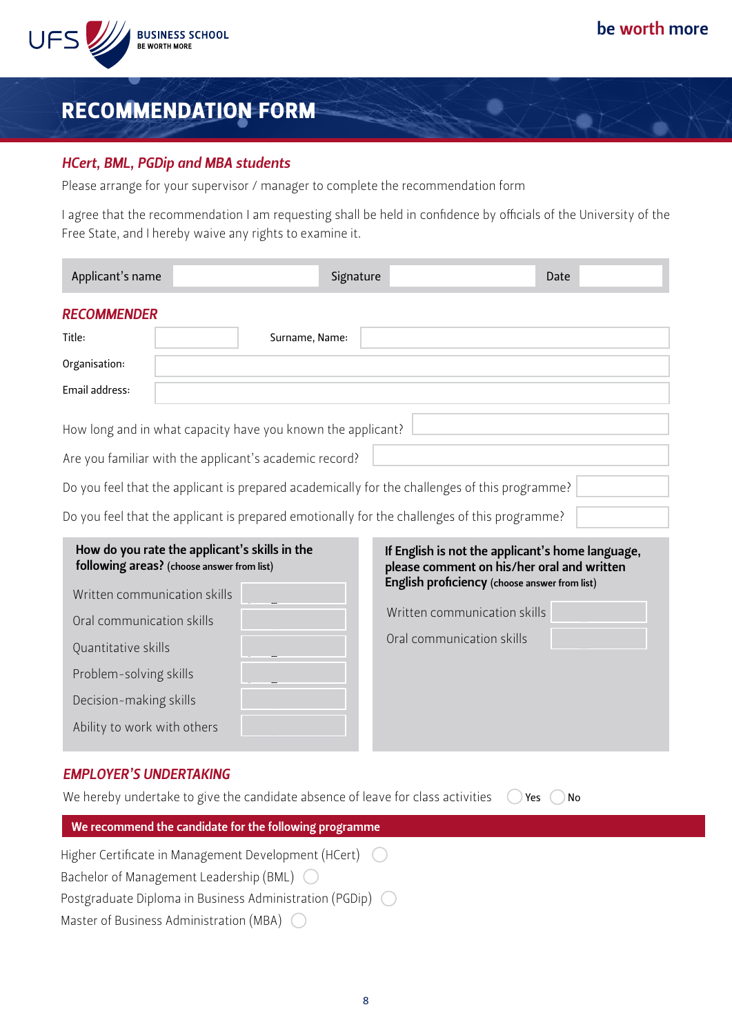# RECOMMENDATION FORM

## *HCert, BML, PGDip and MBA students*

Please arrange for your supervisor / manager to complete the recommendation form

I agree that the recommendation I am requesting shall be held in confidence by officials of the University of the Free State, and I hereby waive any rights to examine it.

| Applicant's name | | Signature | | Date | |
|---|---|---|---|---|---|

## *RECOMMENDER*

| Title: | | Surname, Name: | |
|---|---|---|---|
| Organisation: | | | |
| Email address: | | | |

How long and in what capacity have you known the applicant?

Are you familiar with the applicant's academic record?

Do you feel that the applicant is prepared academically for the challenges of this programme?

Do you feel that the applicant is prepared emotionally for the challenges of this programme?

**How do you rate the applicant's skills in the following areas?** (choose answer from list)

| Skill | Rating |
|---|---|
| Written communication skills | |
| Oral communication skills | |
| Quantitative skills | |
| Problem-solving skills | |
| Decision-making skills | |
| Ability to work with others | |

**If English is not the applicant's home language, please comment on his/her oral and written English proficiency** (choose answer from list)

| Skill | Rating |
|---|---|
| Written communication skills | |
| Oral communication skills | |

## *EMPLOYER'S UNDERTAKING*

We hereby undertake to give the candidate absence of leave for class activities ◯ Yes ◯ No

**We recommend the candidate for the following programme**

- Higher Certificate in Management Development (HCert) ◯
- Bachelor of Management Leadership (BML) ◯
- Postgraduate Diploma in Business Administration (PGDip) ◯
- Master of Business Administration (MBA) ◯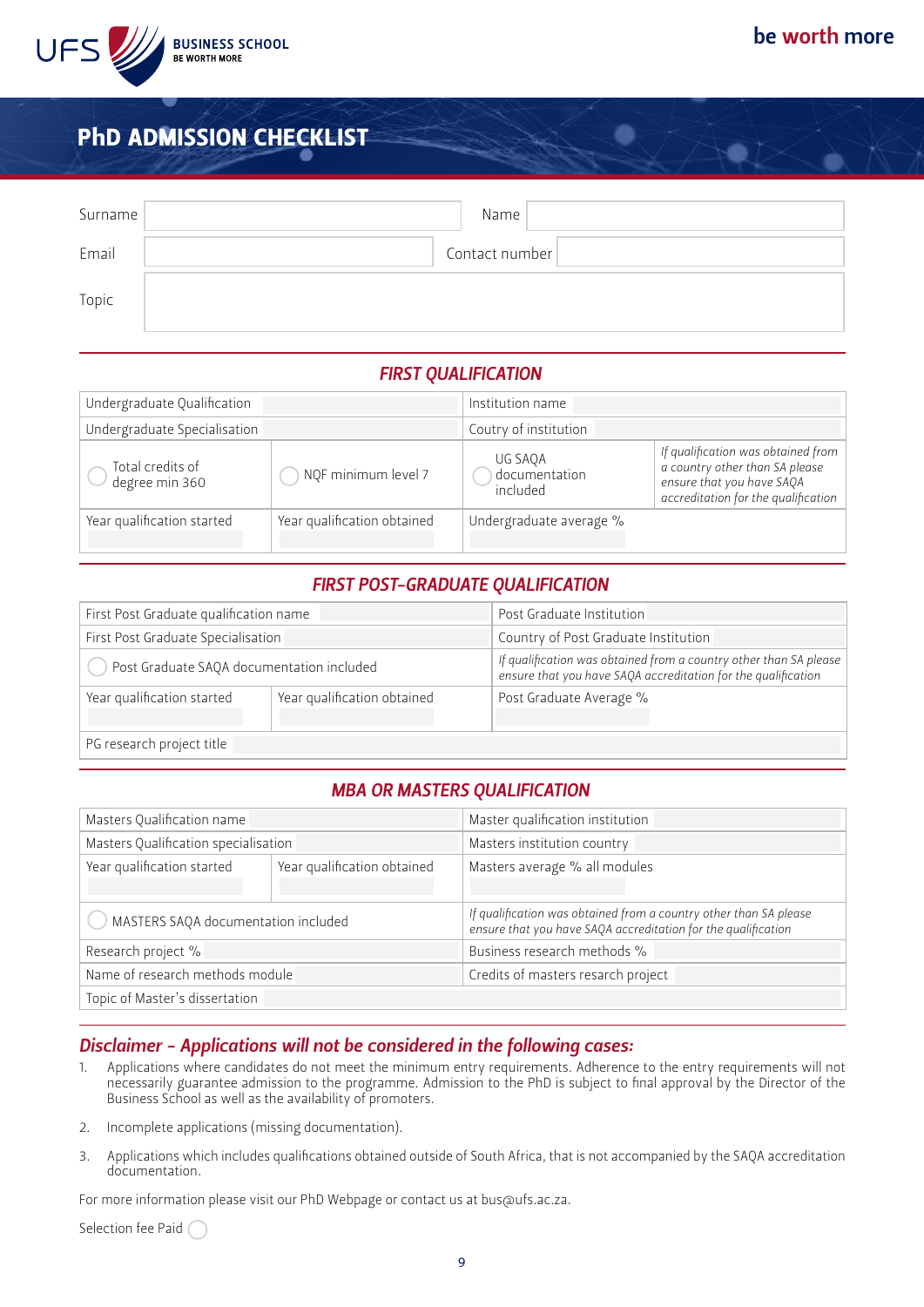UFS BUSINESS SCHOOL BE WORTH MORE

be worth more

# PhD ADMISSION CHECKLIST

| | | | |
|---|---|---|---|
| Surname | | Name | |
| Email | | Contact number | |
| Topic | | | |

## FIRST QUALIFICATION

| | | | |
|---|---|---|---|
| Undergraduate Qualification | | Institution name | |
| Undergraduate Specialisation | | Coutry of institution | |
| ◯ Total credits of degree min 360 | ◯ NQF minimum level 7 | ◯ UG SAQA documentation included | *If qualification was obtained from a country other than SA please ensure that you have SAQA accreditation for the qualification* |
| Year qualification started | Year qualification obtained | Undergraduate average % | |

## FIRST POST-GRADUATE QUALIFICATION

| | | |
|---|---|---|
| First Post Graduate qualification name | | Post Graduate Institution |
| First Post Graduate Specialisation | | Country of Post Graduate Institution |
| ◯ Post Graduate SAQA documentation included | | *If qualification was obtained from a country other than SA please ensure that you have SAQA accreditation for the qualification* |
| Year qualification started | Year qualification obtained | Post Graduate Average % |
| PG research project title | | |

## MBA OR MASTERS QUALIFICATION

| | | |
|---|---|---|
| Masters Qualification name | | Master qualification institution |
| Masters Qualification specialisation | | Masters institution country |
| Year qualification started | Year qualification obtained | Masters average % all modules |
| ◯ MASTERS SAQA documentation included | | *If qualification was obtained from a country other than SA please ensure that you have SAQA accreditation for the qualification* |
| Research project % | | Business research methods % |
| Name of research methods module | | Credits of masters resarch project |
| Topic of Master's dissertation | | |

## *Disclaimer - Applications will not be considered in the following cases:*

1. Applications where candidates do not meet the minimum entry requirements. Adherence to the entry requirements will not necessarily guarantee admission to the programme. Admission to the PhD is subject to final approval by the Director of the Business School as well as the availability of promoters.
2. Incomplete applications (missing documentation).
3. Applications which includes qualifications obtained outside of South Africa, that is not accompanied by the SAQA accreditation documentation.

For more information please visit our PhD Webpage or contact us at bus@ufs.ac.za.

Selection fee Paid ◯